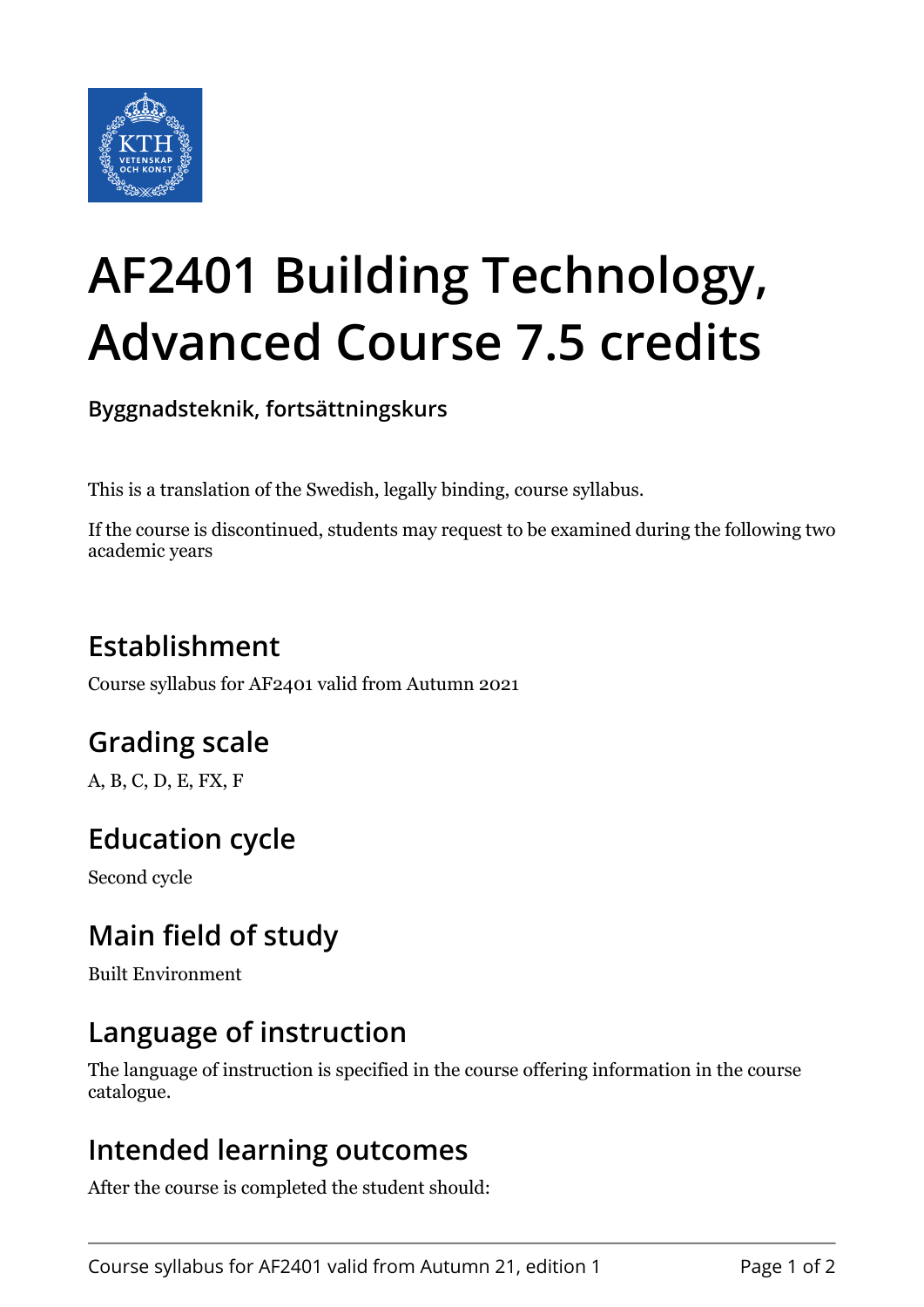# AF2401 Building Technology, Advanced Course 7.5 credits

**Byggnadsteknik, fortsättningskurs**

This is a translation of the Swedish, legally binding, course syllabus.

If the course is discontinued, students may request to be examined during the following two academic years

## Establishment

Course syllabus for AF2401 valid from Autumn 2021

## Grading scale

A, B, C, D, E, FX, F

## Education cycle

Second cycle

## Main field of study

Built Environment

## Language of instruction

The language of instruction is specified in the course offering information in the course catalogue.

## Intended learning outcomes

After the course is completed the student should: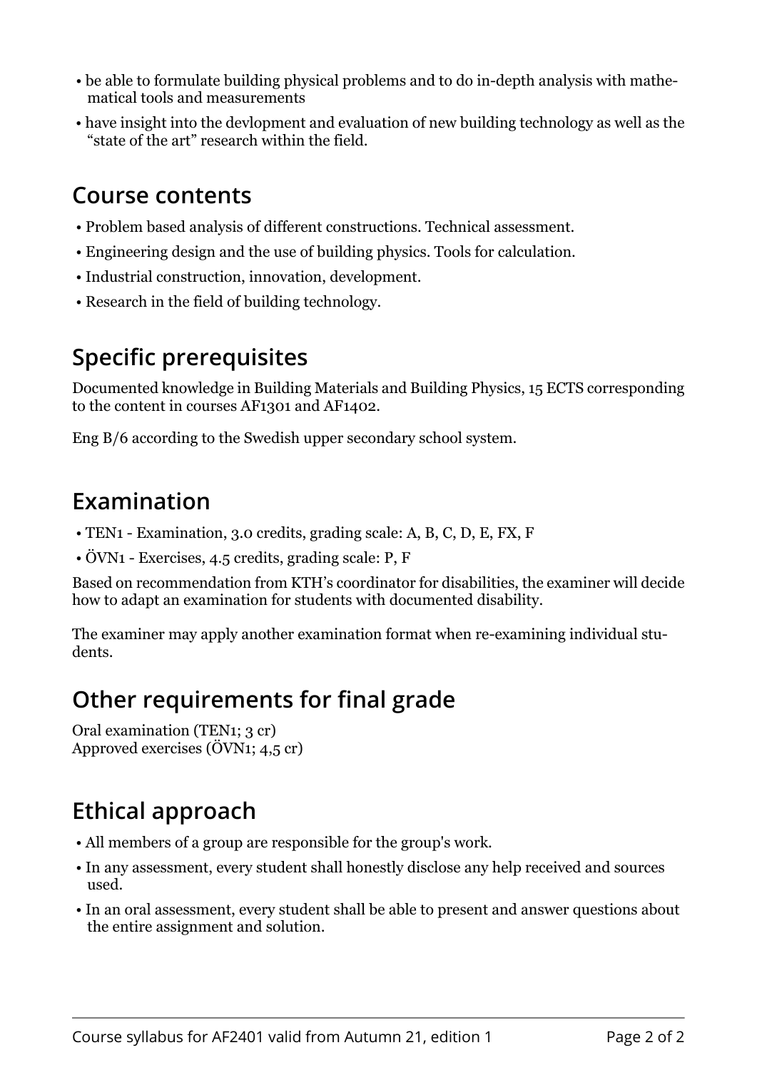- be able to formulate building physical problems and to do in-depth analysis with mathematical tools and measurements
- have insight into the devlopment and evaluation of new building technology as well as the “state of the art” research within the field.

## Course contents

- Problem based analysis of different constructions. Technical assessment.
- Engineering design and the use of building physics. Tools for calculation.
- Industrial construction, innovation, development.
- Research in the field of building technology.

## Specific prerequisites

Documented knowledge in Building Materials and Building Physics, 15 ECTS corresponding to the content in courses AF1301 and AF1402.

Eng B/6 according to the Swedish upper secondary school system.

## Examination

- TEN1 - Examination, 3.0 credits, grading scale: A, B, C, D, E, FX, F
- ÖVN1 - Exercises, 4.5 credits, grading scale: P, F

Based on recommendation from KTH’s coordinator for disabilities, the examiner will decide how to adapt an examination for students with documented disability.

The examiner may apply another examination format when re-examining individual students.

## Other requirements for final grade

Oral examination (TEN1; 3 cr)
Approved exercises (ÖVN1; 4,5 cr)

## Ethical approach

- All members of a group are responsible for the group's work.
- In any assessment, every student shall honestly disclose any help received and sources used.
- In an oral assessment, every student shall be able to present and answer questions about the entire assignment and solution.